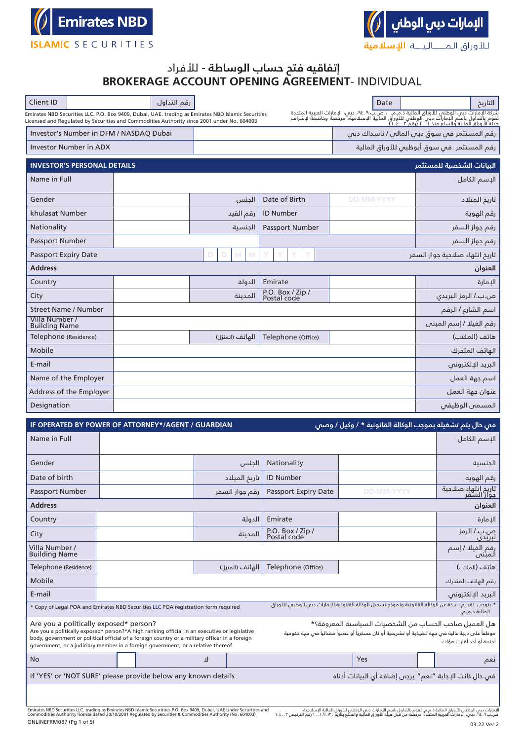Emirates NBD ISLAMIC SECURITIES

الإمارات دبي الوطني للأوراق المـــاليـــة الإسلامية

# إتفاقيه فتح حساب الوساطة - للأفراد
# BROKERAGE ACCOUNT OPENING AGREEMENT- INDIVIDUAL

| Client ID | | رقم التداول | Date | | التاريخ |
|---|---|---|---|---|---|

Emirates NBD Securities LLC. P.O. Box 9409, Dubai, UAE. trading as Emirates NBD Islamic Securities Licensed and Regulated by Securities and Commodities Authority since 2001 under No. 604003

شركة الإمارات دبي الوطني للأوراق المالية ذ.م.م. ، ص.ب ٩٤٠٩، دبي، الإمارات العربية المتحدة تقوم بالتداول باسم الإمارات دبي الوطني للأوراق المالية الإسلامية، مرخصة وخاضعة لإشراف هيئة الأوراق المالية والسلع منذ ٢٠٠١ (رقم ٦٠٤٠٠٣)

| Investor's Number in DFM / NASDAQ Dubai | | رقم المستثمر في سوق دبي المالي / ناسداك دبي |
|---|---|---|
| Investor Number in ADX | | رقم المستثمر في سوق أبوظبي للأوراق المالية |

## INVESTOR'S PERSONAL DETAILS — البيانات الشخصية للمستثمر

| | | | | | |
|---|---|---|---|---|---|
| Name in Full | | | | | الإسم الكامل |
| Gender | | الجنس | Date of Birth | DD-MM-YYYY | تاريخ الميلاد |
| khulasat Number | | رقم القيد | ID Number | | رقم الهوية |
| Nationality | | الجنسية | Passport Number | | رقم جواز السفر |
| Passport Number | | | | | رقم جواز السفر |
| Passport Expiry Date | D D M M Y Y Y Y | | | | تاريخ انتهاء صلاحية جواز السفر |
| **Address** | | | | | **العنوان** |
| Country | | الدولة | Emirate | | الإمارة |
| City | | المدينة | P.O. Box / Zip / Postal code | | ص.ب./ الرمز البريدي |
| Street Name / Number | | | | | اسم الشارع / الرقم |
| Villa Number / Building Name | | | | | رقم الفيلا / إسم المبنى |
| Telephone (Residence) | | الهاتف (المنزل) | Telephone (Office) | | هاتف (المكتب) |
| Mobile | | | | | الهاتف المتحرك |
| E-mail | | | | | البريد الإلكتروني |
| Name of the Employer | | | | | اسم جهة العمل |
| Address of the Employer | | | | | عنوان جهة العمل |
| Designation | | | | | المسمى الوظيفي |

## IF OPERATED BY POWER OF ATTORNEY*/AGENT / GUARDIAN — في حال يتم تشغيله بموجب الوكالة القانونية * / وكيل / وصي

| | | | | | |
|---|---|---|---|---|---|
| Name in Full | | | | | الإسم الكامل |
| Gender | | الجنس | Nationality | | الجنسية |
| Date of birth | | تاريخ الميلاد | ID Number | | رقم الهوية |
| Passport Number | | رقم جواز السفر | Passport Expiry Date | DD-MM-YYYY | تاريخ انتهاء صلاحية جواز السفر |
| **Address** | | | | | **العنوان** |
| Country | | الدولة | Emirate | | الإمارة |
| City | | المدينة | P.O. Box / Zip / Postal code | | ص.ب./ الرمز البريدي |
| Villa Number / Building Name | | | | | رقم الفيلا / إسم المبنى |
| Telephone (Residence) | | الهاتف (المنزل) | Telephone (Office) | | هاتف (المكتب) |
| Mobile | | | | | رقم الهاتف المتحرك |
| E-mail | | | | | البريد الإلكتروني |

* Copy of Legal POA and Emirates NBD Securities LLC POA registration form required

* يتوجب تقديم نسخة عن الوكالة القانونية ونموذج تسجيل الوكالة القانونية للإمارات دبي الوطني للأوراق المالية ذ.م.م.

Are you a politically exposed* person?
Are you a politically exposed* person?*A high ranking official in an executive or legislative body, government or political official of a foreign country or a military officer in a foreign government, or a judiciary member in a foreign government, or a relative thereof.

هل العميل صاحب الحساب من الشخصيات السياسية المعروفة؟*
موظفاً على درجة عالية في جهة تنفيذية أو تشريعية أو كان عسكرياً أو عضواً قضائياً في جهة حكومية أجنبية أو أحد أقارب هؤلاء.

| No | | لا | Yes | | نعم |
|---|---|---|---|---|---|

If 'YES' or 'NOT SURE' please provide below any known details — في حال كانت الإجابة "نعم" يرجى إضافة أي البيانات أدناه

Emirates NBD Securities LLC. trading as Emirates NBD Islamic Securitites.P.O. Box 9409, Dubai, UAE Under Securities and Commodities Authority license dated 30/10/2001 Regulated by Securities & Commodities Authority (No. 604003)

الإمارات دبي الوطني للأوراق المالية ذ.م.م. تقوم بالتداول باسم الإمارات دبي الوطني للأوراق المالية الإسلامية. ص.ب ٩٤٠٩، دبي، الإمارات العربية المتحدة مرخصة من قبل هيئة الأوراق المالية والسلع بتاريخ ٢٠٠١/١٠/٣٠ رقم الترخيص ٦٠٤٠٠٣

ONLINEFRM087 (Pg 1 of 5)

03.22 Ver 2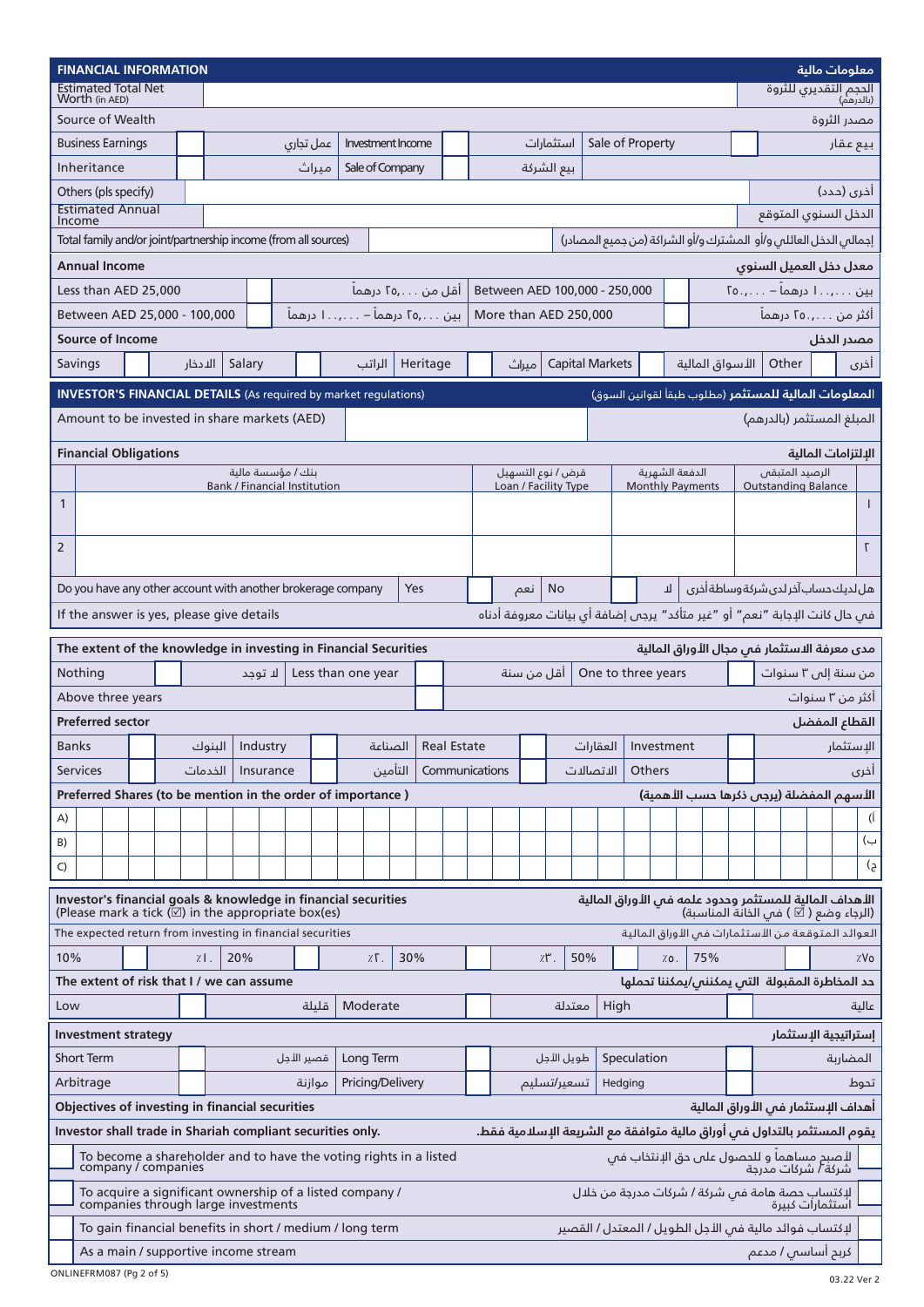## FINANCIAL INFORMATION — معلومات مالية

| | | |
|---|---|---|
| Estimated Total Net Worth (in AED) | | الحجم التقديري للثروة (بالدرهم) |

**Source of Wealth** — مصدر الثروة

| | | | | | | | |
|---|---|---|---|---|---|---|---|
| Business Earnings | | عمل تجاري | Investment Income | | استثمارات | Sale of Property | | بيع عقار |
| Inheritance | | ميراث | Sale of Company | | بيع الشركة | | |

| | | |
|---|---|---|
| Others (pls specify) | | أخرى (حدد) |
| Estimated Annual Income | | الدخل السنوي المتوقع |
| Total family and/or joint/partnership income (from all sources) | | إجمالي الدخل العائلي و/أو المشترك و/أو الشراكة (من جميع المصادر) |

**Annual Income** — معدل دخل العميل السنوي

| | | | | | |
|---|---|---|---|---|---|
| Less than AED 25,000 | | أقل من ٢٥,٠٠٠ درهماً | Between AED 100,000 - 250,000 | | بين ١٠٠,٠٠٠ درهماً – ٢٥٠,٠٠٠ |
| Between AED 25,000 - 100,000 | | بين ٢٥,٠٠٠ درهماً – ١٠٠,٠٠٠ درهماً | More than AED 250,000 | | أكثر من ٢٥٠,٠٠٠ درهماً |

**Source of Income** — مصدر الدخل

| | | | | | | | | | | | | | |
|---|---|---|---|---|---|---|---|---|---|---|---|---|---|
| Savings | | الادخار | Salary | | الراتب | Heritage | | ميراث | Capital Markets | | الأسواق المالية | Other | | أخرى |

## INVESTOR'S FINANCIAL DETAILS (As required by market regulations) — المعلومات المالية للمستثمر (مطلوب طبقاً لقوانين السوق)

| | | |
|---|---|---|
| Amount to be invested in share markets (AED) | | المبلغ المستثمر (بالدرهم) |

**Financial Obligations** — الإلتزامات المالية

| | بنك / مؤسسة مالية Bank / Financial Institution | قرض / نوع التسهيل Loan / Facility Type | الدفعة الشهرية Monthly Payments | الرصيد المتبقى Outstanding Balance | |
|---|---|---|---|---|---|
| 1 | | | | | ١ |
| 2 | | | | | ٢ |

| | | | | | |
|---|---|---|---|---|---|
| Do you have any other account with another brokerage company | Yes | | نعم | No | | لا | هل لديك حساب آخر لدى شركة وساطة أخرى |

If the answer is yes, please give details — في حال كانت الإجابة "نعم" أو "غير متأكد" يرجى إضافة أي بيانات معروفة أدناه

**The extent of the knowledge in investing in Financial Securities** — مدى معرفة الاستثمار في مجال الأوراق المالية

| | | | | | | | | |
|---|---|---|---|---|---|---|---|---|
| Nothing | | لا توجد | Less than one year | | أقل من سنة | One to three years | | من سنة إلى ٣ سنوات |
| Above three years | | أكثر من ٣ سنوات | | | | | | |

**Preferred sector** — القطاع المفضل

| | | | | | | | | | | | |
|---|---|---|---|---|---|---|---|---|---|---|---|
| Banks | | البنوك | Industry | | الصناعة | Real Estate | | العقارات | Investment | | الإستثمار |
| Services | | الخدمات | Insurance | | التأمين | Communications | | الاتصالات | Others | | أخرى |

**Preferred Shares (to be mention in the order of importance )** — الأسهم المفضلة (يرجى ذكرها حسب الأهمية)

| | | |
|---|---|---|
| A) | | أ) |
| B) | | ب) |
| C) | | ج) |

**Investor's financial goals & knowledge in financial securities** (Please mark a tick (☑) in the appropriate box(es)) — **الأهداف المالية للمستثمر وحدود علمه في الأوراق المالية** (الرجاء وضع ( ☑ ) في الخانة المناسبة)

The expected return from investing in financial securities — العوائد المتوقعة من الاستثمارات في الأوراق المالية

| | | | | | | | | | | | | | |
|---|---|---|---|---|---|---|---|---|---|---|---|---|---|
| 10% | | ١٠٪ | 20% | | ٢٠٪ | 30% | | ٣٠٪ | 50% | | ٥٠٪ | 75% | | ٧٥٪ |

**The extent of risk that I / we can assume** — حد المخاطرة المقبولة التي يمكنني/يمكننا تحملها

| | | | | | | | | |
|---|---|---|---|---|---|---|---|---|
| Low | | قليلة | Moderate | | معتدلة | High | | عالية |

**Investment strategy** — إستراتيجية الإستثمار

| | | | | | | | | |
|---|---|---|---|---|---|---|---|---|
| Short Term | | قصير الأجل | Long Term | | طويل الأجل | Speculation | | المضاربة |
| Arbitrage | | موازنة | Pricing/Delivery | | تسعير/تسليم | Hedging | | تحوط |

**Objectives of investing in financial securities** — أهداف الإستثمار في الأوراق المالية

**Investor shall trade in Shariah compliant securities only.** — يقوم المستثمر بالتداول في أوراق مالية متوافقة مع الشريعة الإسلامية فقط.

| | | |
|---|---|---|
| ☐ | To become a shareholder and to have the voting rights in a listed company / companies | لأصبح مساهماً و للحصول على حق الإنتخاب في شركة / شركات مدرجة |
| ☐ | To acquire a significant ownership of a listed company / companies through large investments | لإكتساب حصة هامة في شركة / شركات مدرجة من خلال استثمارات كبيرة |
| ☐ | To gain financial benefits in short / medium / long term | لإكتساب فوائد مالية في الأجل الطويل / المعتدل / القصير |
| ☐ | As a main / supportive income stream | كربح أساسي / مدعم |

ONLINEFRM087 (Pg 2 of 5) — 03.22 Ver 2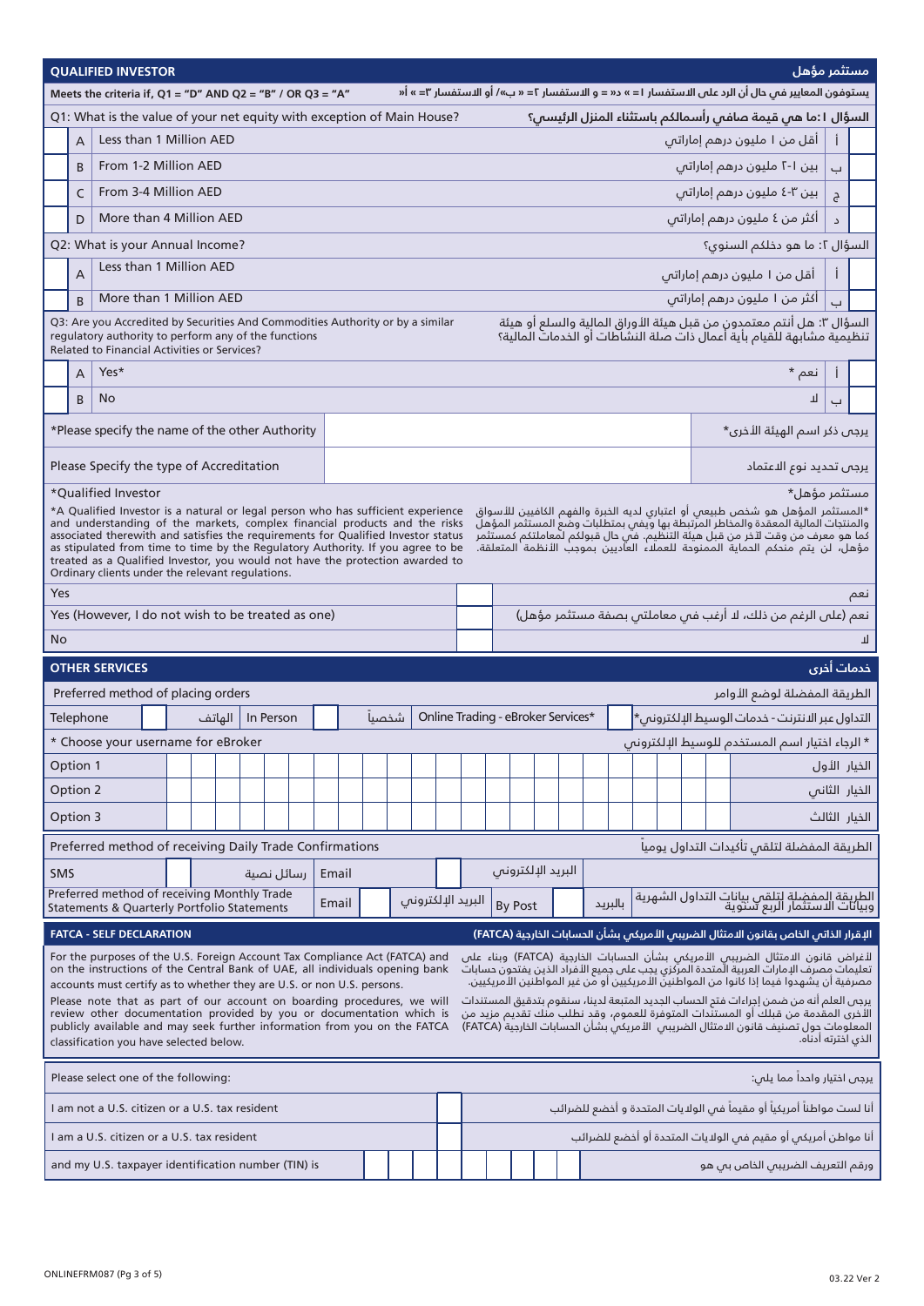## QUALIFIED INVESTOR — مستثمر مؤهل

**Meets the criteria if, Q1 = "D" AND Q2 = "B" / OR Q3 = "A"** — **يستوفون المعايير في حال أن الرد على الاستفسار ١ = « د» و الاستفسار ٢ = « ب»/ أو الاستفسار ٣= « أ»**

| | | Q1: What is the value of your net equity with exception of Main House? | السؤال ١:ما هي قيمة صافي رأسمالكم باستثناء المنزل الرئيسي؟ | | |
|---|---|---|---|---|---|
| | A | Less than 1 Million AED | أقل من ١ مليون درهم إماراتي | أ | |
| | B | From 1-2 Million AED | بين ١-٢ مليون درهم إماراتي | ب | |
| | C | From 3-4 Million AED | بين ٣-٤ مليون درهم إماراتي | ج | |
| | D | More than 4 Million AED | أكثر من ٤ مليون درهم إماراتي | د | |

| | | Q2: What is your Annual Income? | السؤال ٢: ما هو دخلكم السنوي؟ | | |
|---|---|---|---|---|---|
| | A | Less than 1 Million AED | أقل من ١ مليون درهم إماراتي | أ | |
| | B | More than 1 Million AED | أكثر من ١ مليون درهم إماراتي | ب | |

| | | Q3: Are you Accredited by Securities And Commodities Authority or by a similar regulatory authority to perform any of the functions Related to Financial Activities or Services? | السؤال ٣: هل أنتم معتمدون من قبل هيئة الأوراق المالية والسلع أو هيئة تنظيمية مشابهة للقيام بأية أعمال ذات صلة النشاطات أو الخدمات المالية؟ | | |
|---|---|---|---|---|---|
| | A | Yes* | نعم * | أ | |
| | B | No | لا | ب | |

| *Please specify the name of the other Authority | | يرجى ذكر اسم الهيئة الأخرى* |
|---|---|---|
| Please Specify the type of Accreditation | | يرجى تحديد نوع الاعتماد |

*Qualified Investor — مستثمر مؤهل*

*A Qualified Investor is a natural or legal person who has sufficient experience and understanding of the markets, complex financial products and the risks associated therewith and satisfies the requirements for Qualified Investor status as stipulated from time to time by the Regulatory Authority. If you agree to be treated as a Qualified Investor, you would not have the protection awarded to Ordinary clients under the relevant regulations.

*المستثمر المؤهل هو شخص طبيعي أو اعتباري لديه الخبرة والفهم الكافيين للأسواق والمنتجات المالية المعقدة والمخاطر المرتبطة بها ويفي بمتطلبات وضع المستثمر المؤهل كما هو معرف من وقت لآخر من قبل هيئة التنظيم. في حال قبولكم لمعاملتكم كمستثمر مؤهل، لن يتم منحكم الحماية الممنوحة للعملاء العاديين بموجب الأنظمة المتعلقة.

| Yes | | نعم |
|---|---|---|
| Yes (However, I do not wish to be treated as one) | | نعم (على الرغم من ذلك، لا أرغب في معاملتي بصفة مستثمر مؤهل) |
| No | | لا |

## OTHER SERVICES — خدمات أخرى

Preferred method of placing orders — الطريقة المفضلة لوضع الأوامر

| Telephone | | الهاتف | In Person | | شخصياً | Online Trading - eBroker Services* | | التداول عبر الانترنت - خدمات الوسيط الإلكتروني* |
|---|---|---|---|---|---|---|---|---|

\* Choose your username for eBroker — * الرجاء اختيار اسم المستخدم للوسيط الإلكتروني

| Option 1 | | الخيار الأول |
|---|---|---|
| Option 2 | | الخيار الثاني |
| Option 3 | | الخيار الثالث |

Preferred method of receiving Daily Trade Confirmations — الطريقة المفضلة لتلقي تأكيدات التداول يومياً

| SMS | | رسائل نصية | Email | | البريد الإلكتروني |
|---|---|---|---|---|---|

| Preferred method of receiving Monthly Trade Statements & Quarterly Portfolio Statements | Email | | البريد الإلكتروني | By Post | | بالبريد | الطريقة المفضلة لتلقي بيانات التداول الشهرية وبيانات الاستثمار الربع سنوية |
|---|---|---|---|---|---|---|---|

## FATCA - SELF DECLARATION — الإقرار الذاتي الخاص بقانون الامتثال الضريبي الأمريكي بشأن الحسابات الخارجية (FATCA)

For the purposes of the U.S. Foreign Account Tax Compliance Act (FATCA) and on the instructions of the Central Bank of UAE, all individuals opening bank accounts must certify as to whether they are U.S. or non U.S. persons.

Please note that as part of our account on boarding procedures, we will review other documentation provided by you or documentation which is publicly available and may seek further information from you on the FATCA classification you have selected below.

لأغراض قانون الامتثال الضريبي الأمريكي بشأن الحسابات الخارجية (FATCA) وبناء على تعليمات مصرف الإمارات العربية المتحدة المركزي يجب على جميع الأفراد الذين يفتحون حسابات مصرفية أن يشهدوا فيما إذا كانوا من المواطنين الأمريكيين أو من غير المواطنين الأمريكيين.

يرجى العلم أنه من ضمن إجراءات فتح الحساب الجديد المتبعة لدينا، سنقوم بتدقيق المستندات الأخرى المقدمة من قبلك أو المستندات المتوفرة للعموم، وقد نطلب منك تقديم مزيد من المعلومات حول تصنيف قانون الامتثال الضريبي الأمريكي بشأن الحسابات الخارجية (FATCA) الذي اخترته أدناه.

| Please select one of the following: | | يرجى اختيار واحداً مما يلي: |
|---|---|---|
| I am not a U.S. citizen or a U.S. tax resident | | أنا لست مواطناً أمريكياً أو مقيماً في الولايات المتحدة و أخضع للضرائب |
| I am a U.S. citizen or a U.S. tax resident | | أنا مواطن أمريكي أو مقيم في الولايات المتحدة أو أخضع للضرائب |
| and my U.S. taxpayer identification number (TIN) is | | ورقم التعريف الضريبي الخاص بي هو |

ONLINEFRM087 (Pg 3 of 5) 03.22 Ver 2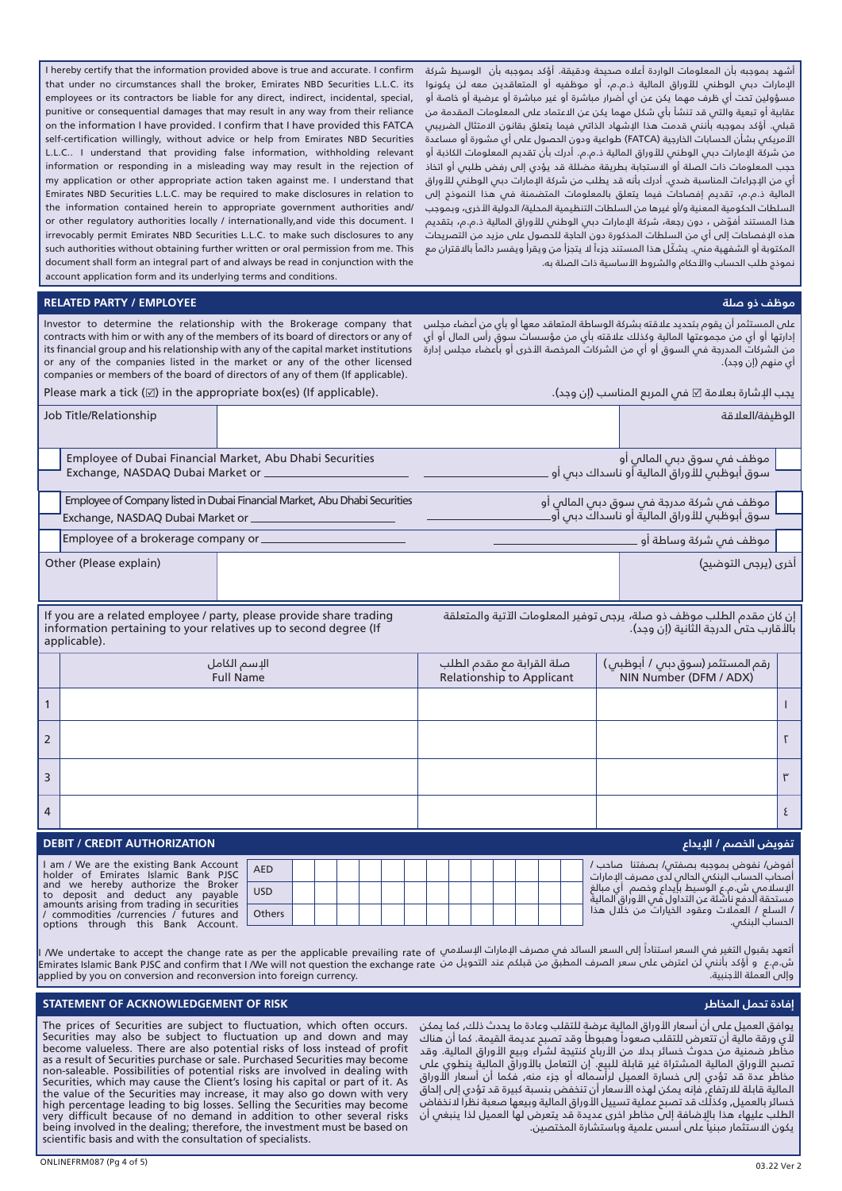I hereby certify that the information provided above is true and accurate. I confirm that under no circumstances shall the broker, Emirates NBD Securities L.L.C. its employees or its contractors be liable for any direct, indirect, incidental, special, punitive or consequential damages that may result in any way from their reliance on the information I have provided. I confirm that I have provided this FATCA self-certification willingly, without advice or help from Emirates NBD Securities L.L.C.. I understand that providing false information, withholding relevant information or responding in a misleading way may result in the rejection of my application or other appropriate action taken against me. I understand that Emirates NBD Securities L.L.C. may be required to make disclosures in relation to the information contained herein to appropriate government authorities and/ or other regulatory authorities locally / internationally,and vide this document. I irrevocably permit Emirates NBD Securities L.L.C. to make such disclosures to any such authorities without obtaining further written or oral permission from me. This document shall form an integral part of and always be read in conjunction with the account application form and its underlying terms and conditions.

أشهد بموجبه بأن المعلومات الواردة أعلاه صحيحة ودقيقة. أؤكد بموجبه بأن الوسيط شركة الإمارات دبي الوطني للأوراق المالية ذ.م.م، أو موظفيه أو المتعاقدين معه لن يكونوا مسؤولين تحت أي ظرف مهما يكن عن أي أضرار مباشرة أو غير مباشرة أو عرضية أو خاصة أو عقابية أو تبعية والتي قد تنشأ بأي شكل مهما يكن عن الاعتماد على المعلومات المقدمة من قبلي. أؤكد بموجبه بأنني قدمت هذا الإشهاد الذاتي فيما يتعلق بقانون الامتثال الضريبي الأمريكي بشأن الحسابات الخارجية (FATCA) طواعية ودون الحصول على أي مشورة أو مساعدة من شركة الإمارات دبي الوطني للأوراق المالية ذ.م.م. أدرك بأن تقديم المعلومات الكاذبة أو حجب المعلومات ذات الصلة أو الاستجابة بطريقة مضللة قد يؤدي إلى رفض طلبي أو اتخاذ أي من الإجراءات المناسبة ضدي. أدرك بأنه قد يطلب من شركة الإمارات دبي الوطني للأوراق المالية ذ.م.م، تقديم إفصاحات فيما يتعلق بالمعلومات المتضمنة في هذا النموذج إلى السلطات الحكومية المعنية و/أو غيرها من السلطات التنظيمية المحلية/ الدولية الأخرى، وبموجب هذا المستند أفوّض ، دون رجعة، شركة الإمارات دبي الوطني للأوراق المالية ذ.م.م، بتقديم هذه الإفصاحات إلى أي من السلطات المذكورة دون الحاجة للحصول على مزيد من التصريحات المكتوبة أو الشفهية مني. يشكّل هذا المستند جزءاً لا يتجزأ من ويقرأ ويفسر دائماً بالاقتران مع نموذج طلب الحساب والأحكام والشروط الأساسية ذات الصلة به.

## RELATED PARTY / EMPLOYEE — موظف ذو صلة

Investor to determine the relationship with the Brokerage company that contracts with him or with any of the members of its board of directors or any of its financial group and his relationship with any of the capital market institutions or any of the companies listed in the market or any of the other licensed companies or members of the board of directors of any of them (If applicable).

على المستثمر أن يقوم بتحديد علاقته بشركة الوساطة المتعاقد معها أو بأي من أعضاء مجلس إدارتها أو أي من مجموعتها المالية وكذلك علاقته بأي من مؤسسات سوق رأس المال أو أي من الشركات المدرجة في السوق أو أي من الشركات المرخصة الأخرى أو بأعضاء مجلس إدارة أي منهم (إن وجد).

Please mark a tick (☑) in the appropriate box(es) (If applicable).

يجب الإشارة بعلامة ☑ في المربع المناسب (إن وجد).

| Job Title/Relationship | | الوظيفة/العلاقة |
|---|---|---|
| ☐ Employee of Dubai Financial Market, Abu Dhabi Securities Exchange, NASDAQ Dubai Market or ____ | | موظف في سوق دبي المالي أو سوق أبوظبي للأوراق المالية أو ناسداك دبي أو ____ ☐ |
| ☐ Employee of Company listed in Dubai Financial Market, Abu Dhabi Securities Exchange, NASDAQ Dubai Market or ____ | | موظف في شركة مدرجة في سوق دبي المالي أو سوق أبوظبي للأوراق المالية أو ناسداك دبي أو ____ ☐ |
| ☐ Employee of a brokerage company or ____ | | موظف في شركة وساطة أو ____ ☐ |
| Other (Please explain) | | أخرى (يرجى التوضيح) |

If you are a related employee / party, please provide share trading information pertaining to your relatives up to second degree (If applicable).

إن كان مقدم الطلب موظف ذو صلة، يرجى توفير المعلومات الآتية والمتعلقة بالأقارب حتى الدرجة الثانية (إن وجد).

| | الإسم الكامل<br>Full Name | صلة القرابة مع مقدم الطلب<br>Relationship to Applicant | رقم المستثمر (سوق دبي / أبوظبي)<br>NIN Number (DFM / ADX) | |
|---|---|---|---|---|
| 1 | | | | ١ |
| 2 | | | | ٢ |
| 3 | | | | ٣ |
| 4 | | | | ٤ |

## DEBIT / CREDIT AUTHORIZATION — تفويض الخصم / الإيداع

I am / We are the existing Bank Account holder of Emirates Islamic Bank PJSC and we hereby authorize the Broker to deposit and deduct any payable amounts arising from trading in securities / commodities /currencies / futures and options through this Bank Account.

| AED | | | | | | | | | | | | | | | | | | | | | | | |
|---|---|---|---|---|---|---|---|---|---|---|---|---|---|---|---|---|---|---|---|---|---|---|---|
| USD | | | | | | | | | | | | | | | | | | | | | | | |
| Others | | | | | | | | | | | | | | | | | | | | | | | |

أفوض/ نفوض بموجبه بصفتي/ بصفتنا صاحب / أصحاب الحساب البنكي الحالي لدى مصرف الإمارات الإسلامي ش.م.ع الوسيط بإيداع وخصم أي مبالغ مستحقة الدفع ناشئة عن التداول في الأوراق المالية / السلع / العملات وعقود الخيارات من خلال هذا الحساب البنكي.

I /We undertake to accept the change rate as per the applicable prevailing rate of Emirates Islamic Bank PJSC and confirm that I /We will not question the exchange rate applied by you on conversion and reconversion into foreign currency.

أتعهد بقبول التغير في السعر استناداً إلى السعر السائد في مصرف الإمارات الإسلامي ش.م.ع و أؤكد بأنني لن اعترض على سعر الصرف المطبق من قبلكم عند التحويل من وإلى العملة الأجنبية.

## STATEMENT OF ACKNOWLEDGEMENT OF RISK — إفادة تحمل المخاطر

The prices of Securities are subject to fluctuation, which often occurs. Securities may also be subject to fluctuation up and down and may become valueless. There are also potential risks of loss instead of profit as a result of Securities purchase or sale. Purchased Securities may become non-saleable. Possibilities of potential risks are involved in dealing with Securities, which may cause the Client's losing his capital or part of it. As the value of the Securities may increase, it may also go down with very high percentage leading to big losses. Selling the Securities may become very difficult because of no demand in addition to other several risks being involved in the dealing; therefore, the investment must be based on scientific basis and with the consultation of specialists.

يوافق العميل على أن أسعار الأوراق المالية عرضة للتقلب وعادة ما يحدث ذلك، كما يمكن لأي ورقة مالية أن تتعرض للتقلب صعوداً وهبوطاً وقد تصبح عديمة القيمة. كما أن هناك مخاطر ضمنية من حدوث خسائر بدلا من الأرباح كنتيجة لشراء وبيع الأوراق المالية. وقد تصبح الأوراق المالية المشتراة غير قابلة للبيع. إن التعامل بالأوراق المالية ينطوي على مخاطر عدة قد تؤدي إلى خسارة العميل لرأسماله أو جزء منه، فكما أن أسعار الأوراق المالية قابلة للارتفاع، فإنه يمكن لهذه الأسعار أن تنخفض بنسبة كبيرة قد تؤدي إلى إلحاق خسائر بالعميل، وكذلك قد تصبح عملية تسييل الأوراق المالية وبيعها صعبة نظرا لانخفاض الطلب عليها هذا بالإضافة إلى مخاطر اخرى عديدة قد يتعرض لها العميل لذا ينبغي أن يكون الاستثمار مبنياً على أسس علمية وباستشارة المختصين.

ONLINEFRM087 (Pg 4 of 5) 03.22 Ver 2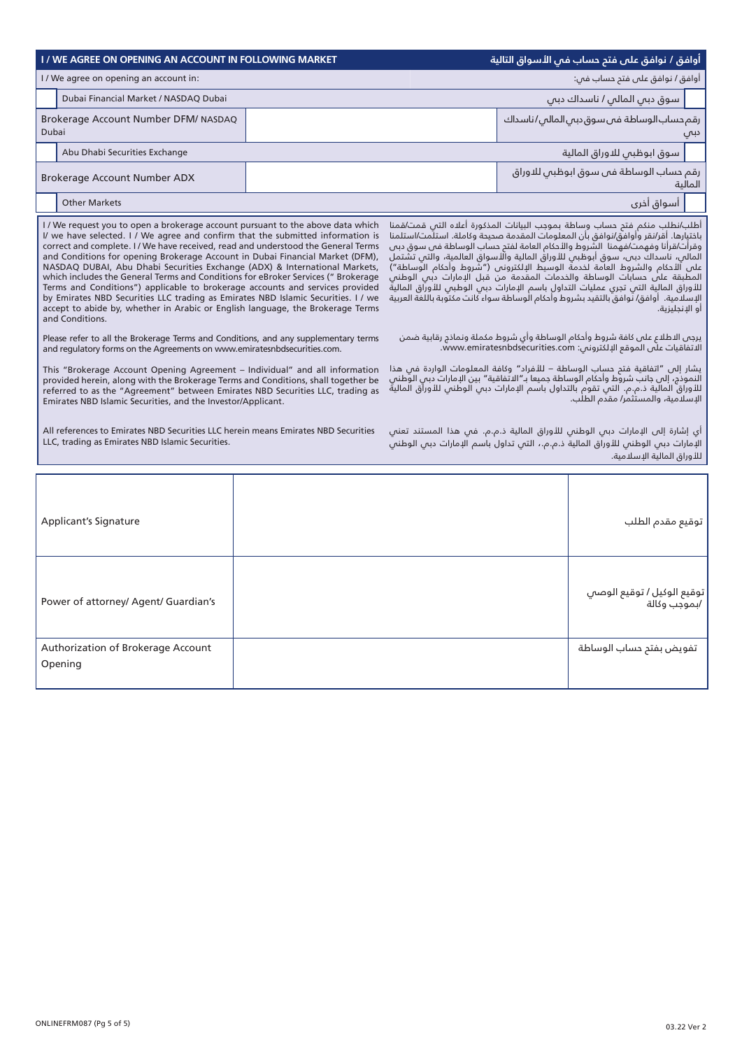| I / WE AGREE ON OPENING AN ACCOUNT IN FOLLOWING MARKET | | أوافق / نوافق على فتح حساب في الأسواق التالية |
|---|---|---|
| I / We agree on opening an account in: | | أوافق / نوافق على فتح حساب في: |
| Dubai Financial Market / NASDAQ Dubai | | سوق دبي المالي / ناسداك دبي |
| Brokerage Account Number DFM/ NASDAQ Dubai | | رقم حساب الوساطة فى سوق دبي المالي/ ناسداك دبي |
| Abu Dhabi Securities Exchange | | سوق ابوظبي للاوراق المالية |
| Brokerage Account Number ADX | | رقم حساب الوساطة فى سوق ابوظبي للاوراق المالية |
| Other Markets | | أسواق أخرى |

I / We request you to open a brokerage account pursuant to the above data which I/ we have selected. I / We agree and confirm that the submitted information is correct and complete. I / We have received, read and understood the General Terms and Conditions for opening Brokerage Account in Dubai Financial Market (DFM), NASDAQ DUBAI, Abu Dhabi Securities Exchange (ADX) & International Markets, which includes the General Terms and Conditions for eBroker Services (" Brokerage Terms and Conditions") applicable to brokerage accounts and services provided by Emirates NBD Securities LLC trading as Emirates NBD Islamic Securities. I / we accept to abide by, whether in Arabic or English language, the Brokerage Terms and Conditions.

أطلب/نطلب منكم فتح حساب وساطة بموجب البيانات المذكورة أعلاه التي قمت/قمنا باختيارها. أقر/نقر وأوافق/نوافق بأن المعلومات المقدمة صحيحة وكاملة. استلمت/استلمنا وقرأت/قرأنا وفهمت/فهمنا الشروط والأحكام العامة لفتح حساب الوساطة في سوق دبي المالي، ناسداك دبي، سوق أبوظبي للأوراق المالية والأسواق العالمية، والتي تشتمل على الأحكام والشروط العامة لخدمة الوسيط الإلكتروني ("شروط وأحكام الوساطة") المطبقة على حسابات الوساطة والخدمات المقدمة من قبل الإمارات دبي الوطني للأوراق المالية التي تجري عمليات التداول باسم الإمارات دبي الوطني للأوراق المالية الإسلامية. أوافق/ نوافق بالتقيد بشروط وأحكام الوساطة سواء كانت مكتوبة باللغة العربية أو الإنجليزية.

Please refer to all the Brokerage Terms and Conditions, and any supplementary terms and regulatory forms on the Agreements on www.emiratesnbdsecurities.com.

يرجى الاطلاع على كافة شروط وأحكام الوساطة وأي شروط مكملة ونماذج رقابية ضمن الاتفاقيات على الموقع الإلكتروني: www.emiratesnbdsecurities.com.

This "Brokerage Account Opening Agreement – Individual" and all information provided herein, along with the Brokerage Terms and Conditions, shall together be referred to as the "Agreement" between Emirates NBD Securities LLC, trading as Emirates NBD Islamic Securities, and the Investor/Applicant.

يشار إلى "اتفاقية فتح حساب الوساطة – للأفراد" وكافة المعلومات الواردة في هذا النموذج، إلى جانب شروط وأحكام الوساطة جميعا بـ"الاتفاقية" بين الإمارات دبي الوطني للأوراق المالية ذ.م.م. التي تقوم بالتداول باسم الإمارات دبي الوطني للأوراق المالية الإسلامية، والمستثمر/ مقدم الطلب.

All references to Emirates NBD Securities LLC herein means Emirates NBD Securities LLC, trading as Emirates NBD Islamic Securities.

أي إشارة إلى الإمارات دبي الوطني للأوراق المالية ذ.م.م. في هذا المستند تعني الإمارات دبي الوطني للأوراق المالية ذ.م.م.، التي تداول باسم الإمارات دبي الوطني للأوراق المالية الإسلامية.

| | | |
|---|---|---|
| Applicant's Signature | | توقيع مقدم الطلب |
| Power of attorney/ Agent/ Guardian's | | توقيع الوكيل / توقيع الوصي /بموجب وكالة |
| Authorization of Brokerage Account Opening | | تفويض بفتح حساب الوساطة |

ONLINEFRM087 (Pg 5 of 5) 03.22 Ver 2